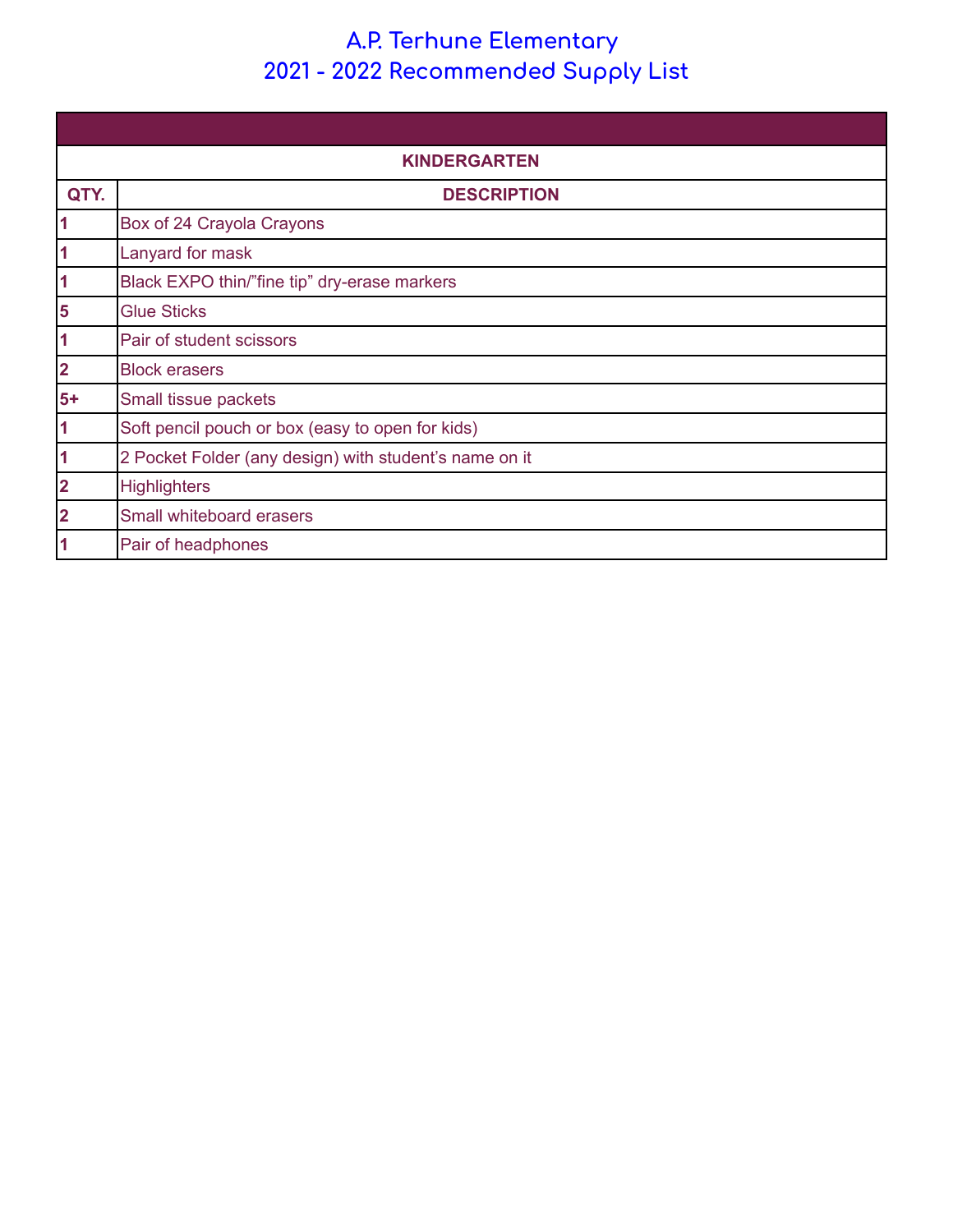# A.P. Terhune Elementary
## 2021 - 2022 Recommended Supply List

| KINDERGARTEN | |
|---|---|
| **QTY.** | **DESCRIPTION** |
| **1** | Box of 24 Crayola Crayons |
| **1** | Lanyard for mask |
| **1** | Black EXPO thin/"fine tip" dry-erase markers |
| **5** | Glue Sticks |
| **1** | Pair of student scissors |
| **2** | Block erasers |
| **5+** | Small tissue packets |
| **1** | Soft pencil pouch or box (easy to open for kids) |
| **1** | 2 Pocket Folder (any design) with student's name on it |
| **2** | Highlighters |
| **2** | Small whiteboard erasers |
| **1** | Pair of headphones |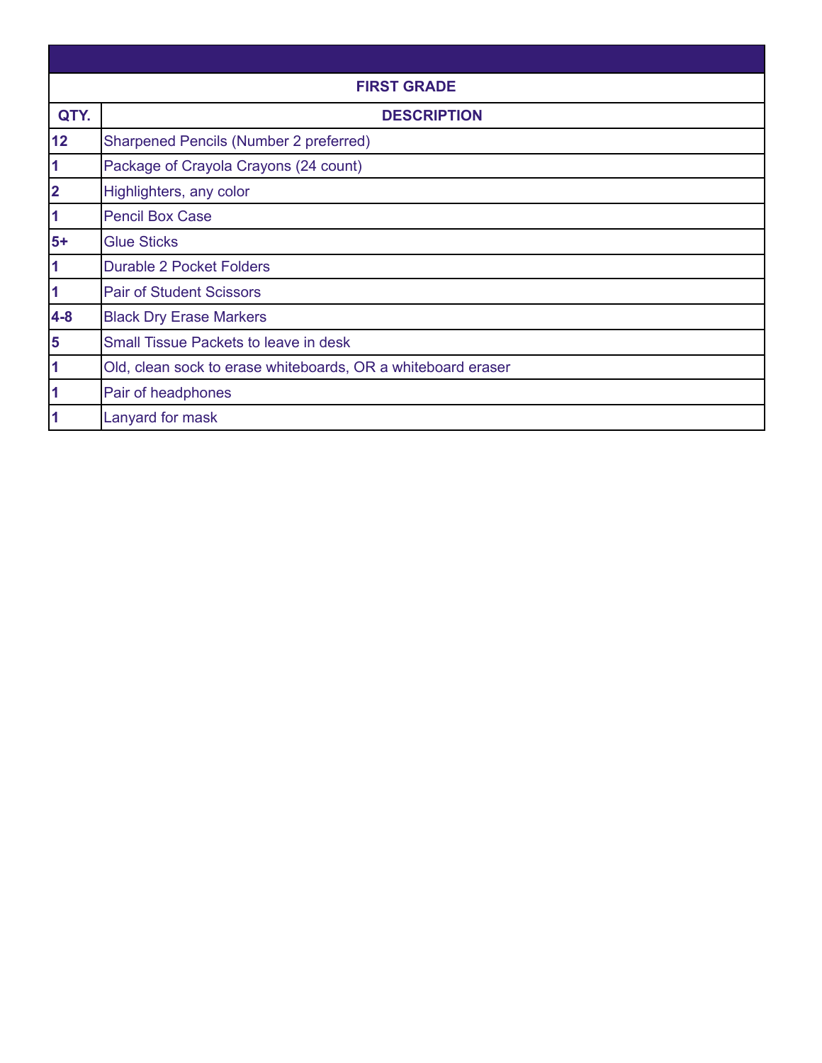| FIRST GRADE | |
|---|---|
| **QTY.** | **DESCRIPTION** |
| **12** | Sharpened Pencils (Number 2 preferred) |
| **1** | Package of Crayola Crayons (24 count) |
| **2** | Highlighters, any color |
| **1** | Pencil Box Case |
| **5+** | Glue Sticks |
| **1** | Durable 2 Pocket Folders |
| **1** | Pair of Student Scissors |
| **4-8** | Black Dry Erase Markers |
| **5** | Small Tissue Packets to leave in desk |
| **1** | Old, clean sock to erase whiteboards, OR a whiteboard eraser |
| **1** | Pair of headphones |
| **1** | Lanyard for mask |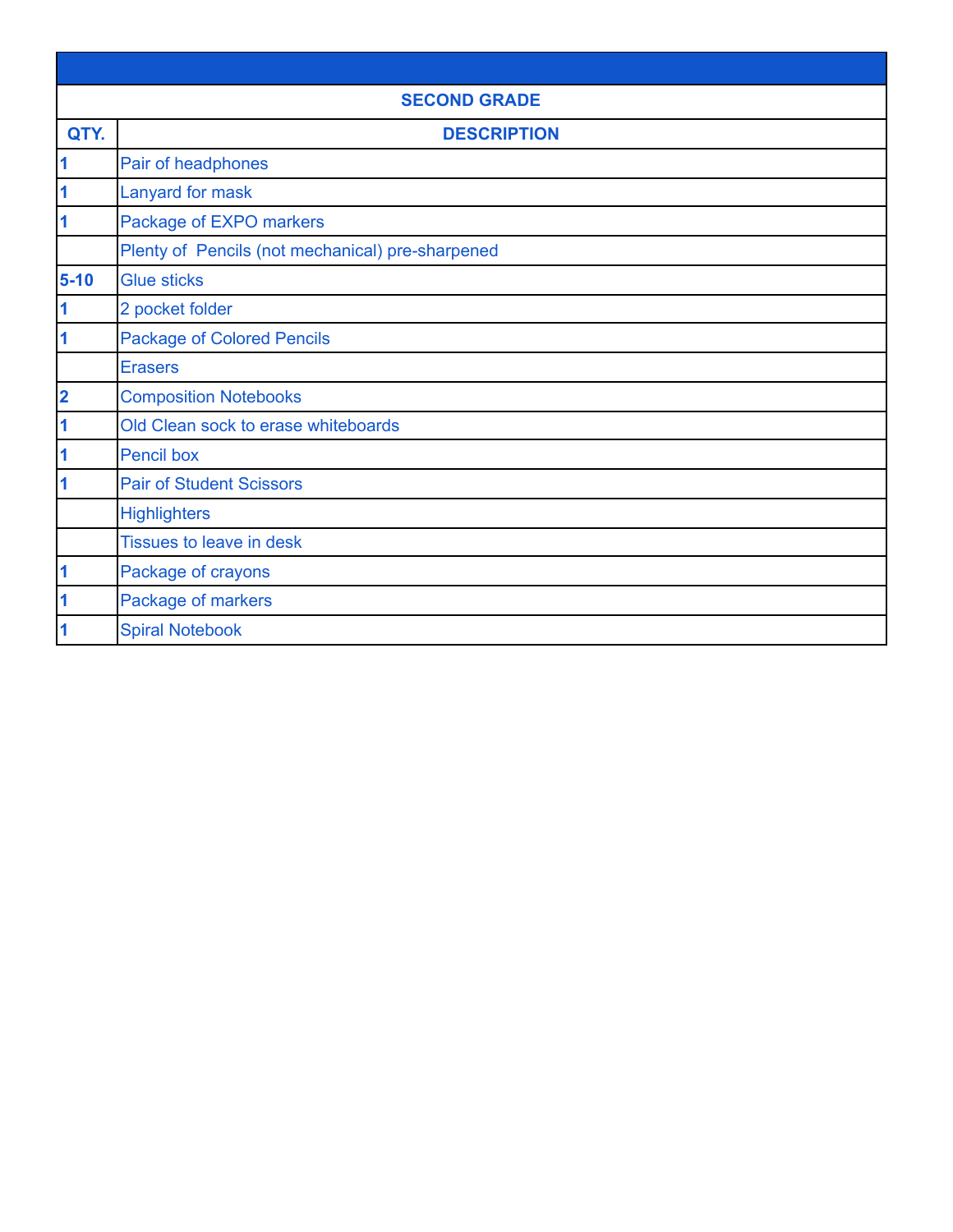| SECOND GRADE | |
|---|---|
| **QTY.** | **DESCRIPTION** |
| **1** | Pair of headphones |
| **1** | Lanyard for mask |
| **1** | Package of EXPO markers |
| | Plenty of  Pencils (not mechanical) pre-sharpened |
| **5-10** | Glue sticks |
| **1** | 2 pocket folder |
| **1** | Package of Colored Pencils |
| | Erasers |
| **2** | Composition Notebooks |
| **1** | Old Clean sock to erase whiteboards |
| **1** | Pencil box |
| **1** | Pair of Student Scissors |
| | Highlighters |
| | Tissues to leave in desk |
| **1** | Package of crayons |
| **1** | Package of markers |
| **1** | Spiral Notebook |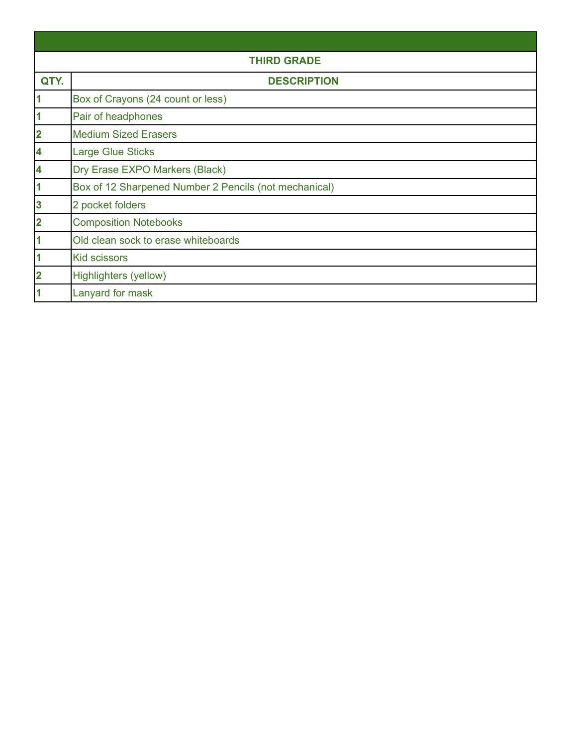| THIRD GRADE | |
|---|---|
| **QTY.** | **DESCRIPTION** |
| **1** | Box of Crayons (24 count or less) |
| **1** | Pair of headphones |
| **2** | Medium Sized Erasers |
| **4** | Large Glue Sticks |
| **4** | Dry Erase EXPO Markers (Black) |
| **1** | Box of 12 Sharpened Number 2 Pencils (not mechanical) |
| **3** | 2 pocket folders |
| **2** | Composition Notebooks |
| **1** | Old clean sock to erase whiteboards |
| **1** | Kid scissors |
| **2** | Highlighters (yellow) |
| **1** | Lanyard for mask |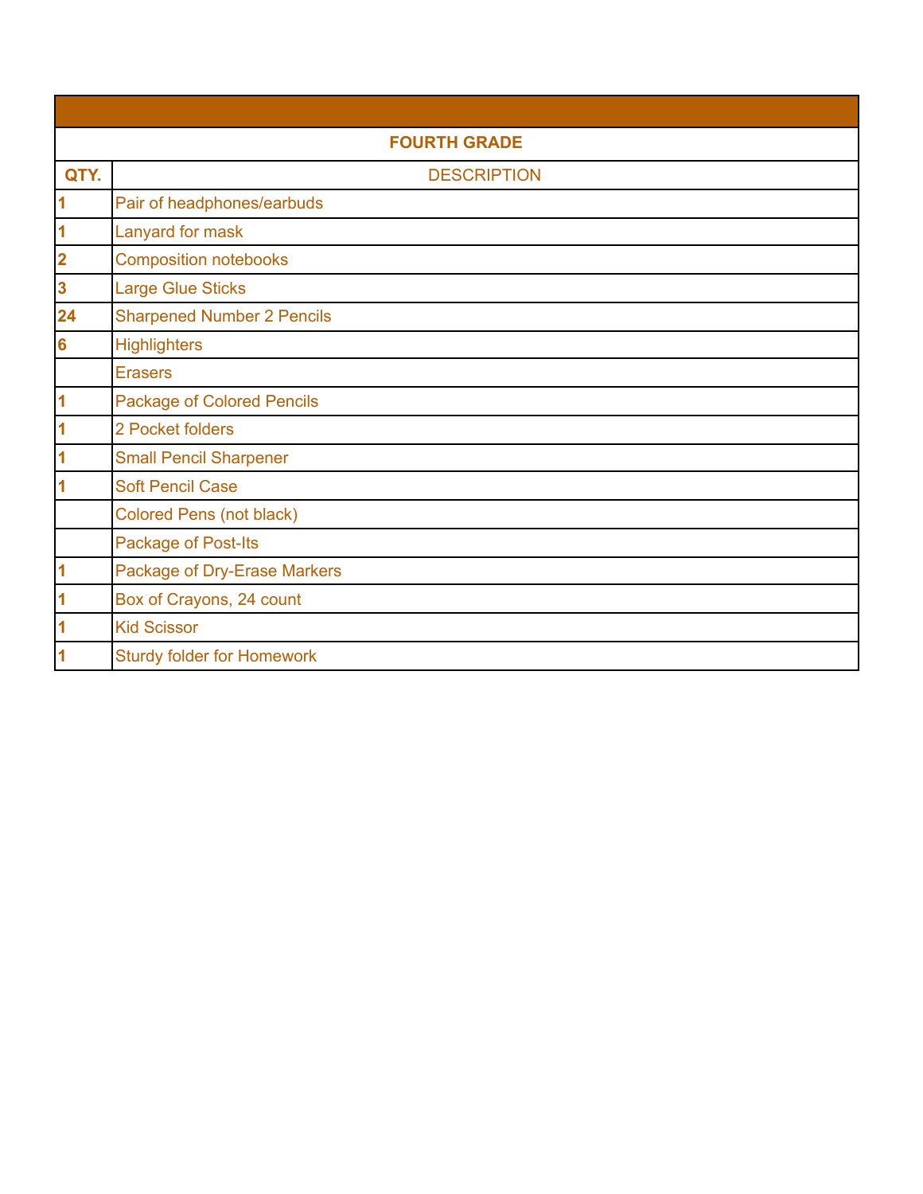| FOURTH GRADE | |
|---|---|
| **QTY.** | **DESCRIPTION** |
| **1** | Pair of headphones/earbuds |
| **1** | Lanyard for mask |
| **2** | Composition notebooks |
| **3** | Large Glue Sticks |
| **24** | Sharpened Number 2 Pencils |
| **6** | Highlighters |
| | Erasers |
| **1** | Package of Colored Pencils |
| **1** | 2 Pocket folders |
| **1** | Small Pencil Sharpener |
| **1** | Soft Pencil Case |
| | Colored Pens (not black) |
| | Package of Post-Its |
| **1** | Package of Dry-Erase Markers |
| **1** | Box of Crayons, 24 count |
| **1** | Kid Scissor |
| **1** | Sturdy folder for Homework |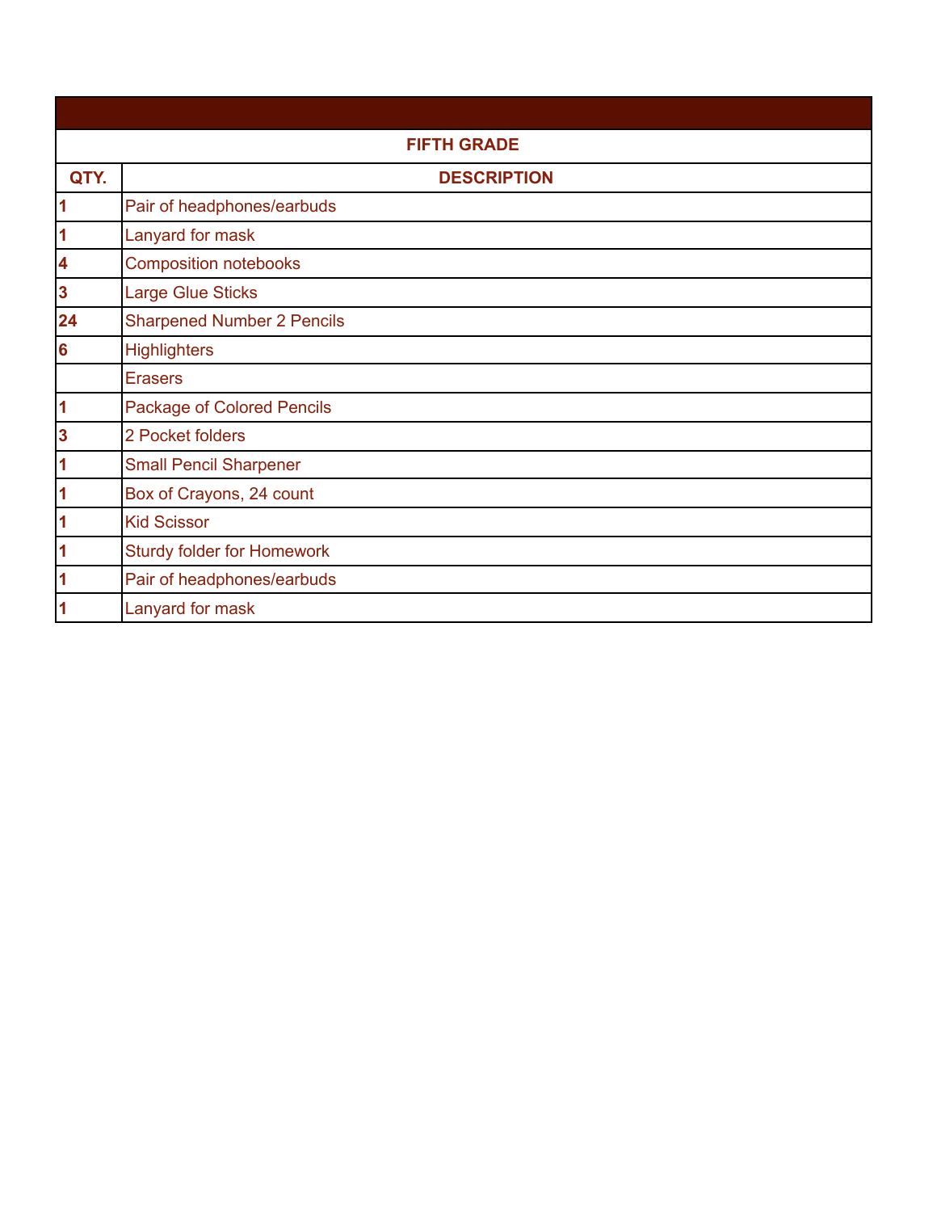| | |
|---|---|
| **FIFTH GRADE** | |
| **QTY.** | **DESCRIPTION** |
| **1** | Pair of headphones/earbuds |
| **1** | Lanyard for mask |
| **4** | Composition notebooks |
| **3** | Large Glue Sticks |
| **24** | Sharpened Number 2 Pencils |
| **6** | Highlighters |
| | Erasers |
| **1** | Package of Colored Pencils |
| **3** | 2 Pocket folders |
| **1** | Small Pencil Sharpener |
| **1** | Box of Crayons, 24 count |
| **1** | Kid Scissor |
| **1** | Sturdy folder for Homework |
| **1** | Pair of headphones/earbuds |
| **1** | Lanyard for mask |